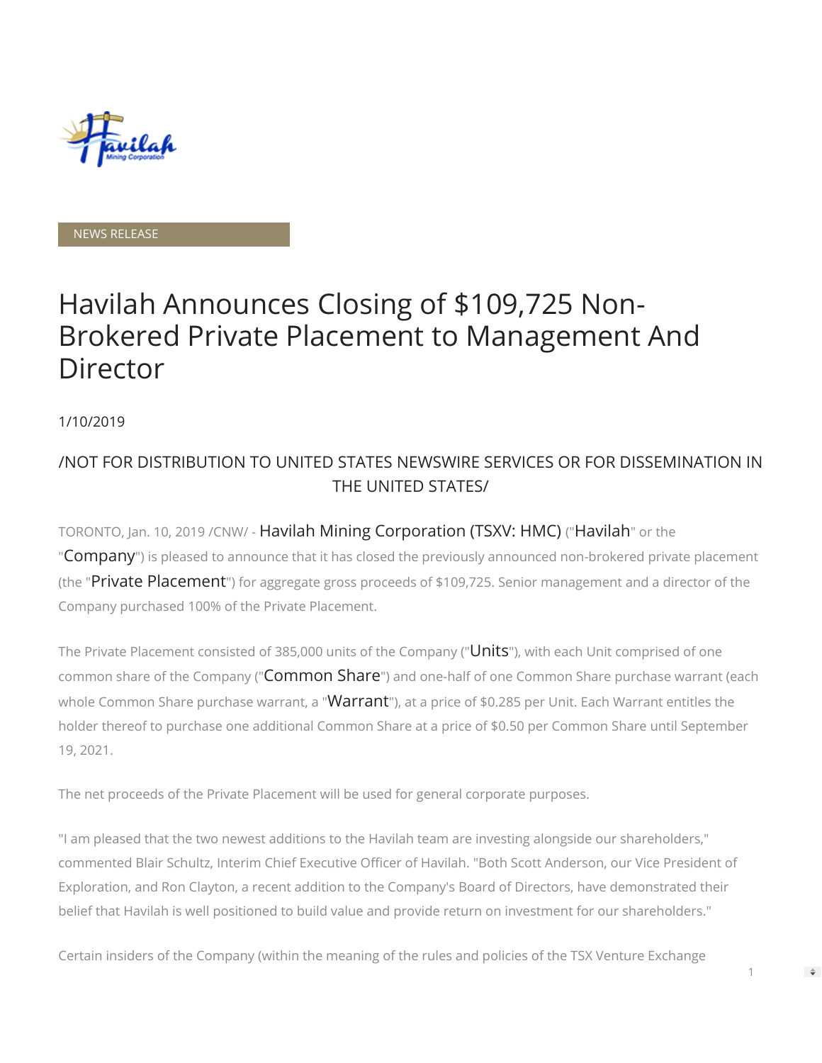NEWS RELEASE

# Havilah Announces Closing of $109,725 Non-Brokered Private Placement to Management And Director

1/10/2019

/NOT FOR DISTRIBUTION TO UNITED STATES NEWSWIRE SERVICES OR FOR DISSEMINATION IN THE UNITED STATES/

TORONTO, Jan. 10, 2019 /CNW/ - Havilah Mining Corporation (TSXV: HMC) ("Havilah" or the "Company") is pleased to announce that it has closed the previously announced non-brokered private placement (the "Private Placement") for aggregate gross proceeds of $109,725. Senior management and a director of the Company purchased 100% of the Private Placement.

The Private Placement consisted of 385,000 units of the Company ("Units"), with each Unit comprised of one common share of the Company ("Common Share") and one-half of one Common Share purchase warrant (each whole Common Share purchase warrant, a "Warrant"), at a price of $0.285 per Unit. Each Warrant entitles the holder thereof to purchase one additional Common Share at a price of $0.50 per Common Share until September 19, 2021.

The net proceeds of the Private Placement will be used for general corporate purposes.

"I am pleased that the two newest additions to the Havilah team are investing alongside our shareholders," commented Blair Schultz, Interim Chief Executive Officer of Havilah. "Both Scott Anderson, our Vice President of Exploration, and Ron Clayton, a recent addition to the Company's Board of Directors, have demonstrated their belief that Havilah is well positioned to build value and provide return on investment for our shareholders."

Certain insiders of the Company (within the meaning of the rules and policies of the TSX Venture Exchange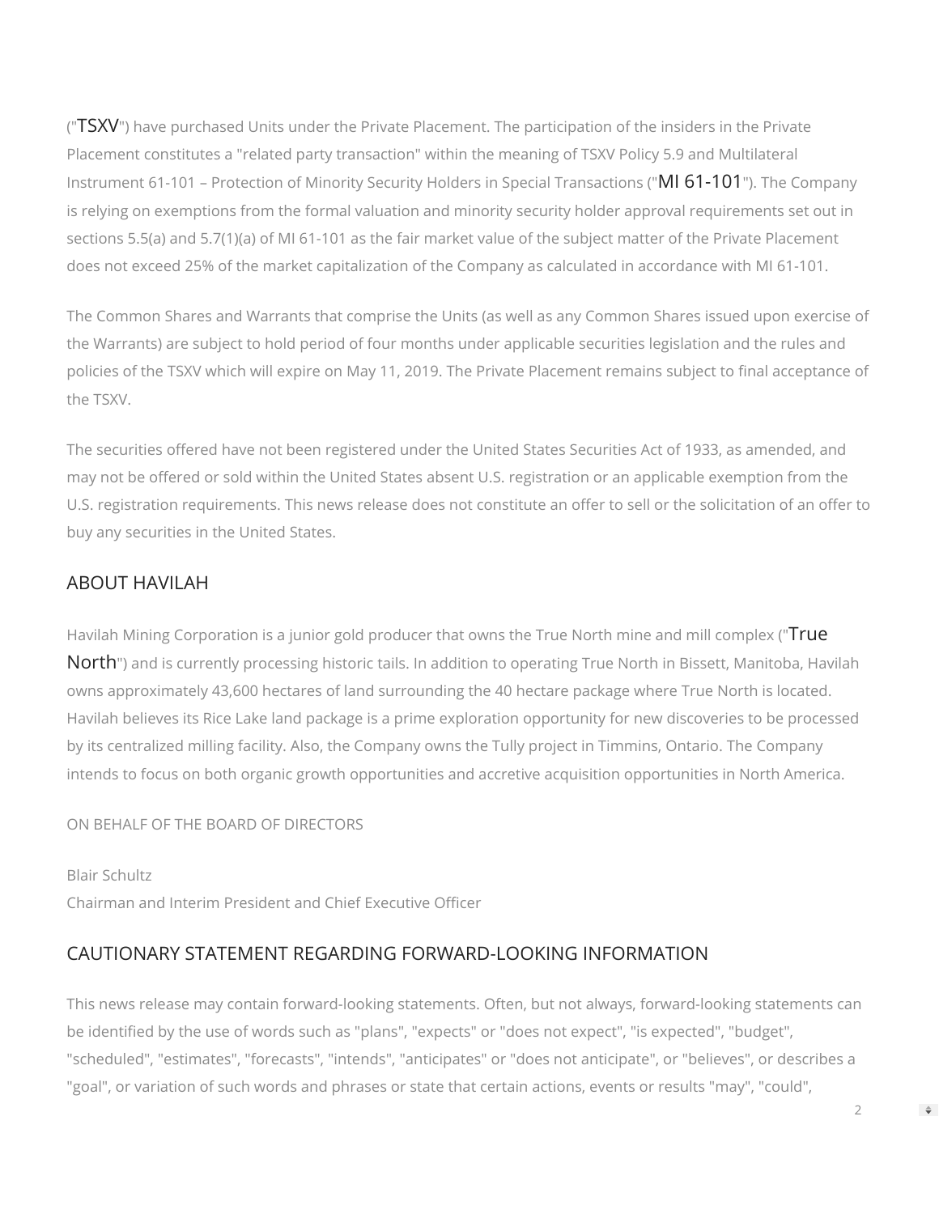("TSXV") have purchased Units under the Private Placement. The participation of the insiders in the Private Placement constitutes a "related party transaction" within the meaning of TSXV Policy 5.9 and Multilateral Instrument 61-101 – Protection of Minority Security Holders in Special Transactions ("MI 61-101"). The Company is relying on exemptions from the formal valuation and minority security holder approval requirements set out in sections 5.5(a) and 5.7(1)(a) of MI 61-101 as the fair market value of the subject matter of the Private Placement does not exceed 25% of the market capitalization of the Company as calculated in accordance with MI 61-101.

The Common Shares and Warrants that comprise the Units (as well as any Common Shares issued upon exercise of the Warrants) are subject to hold period of four months under applicable securities legislation and the rules and policies of the TSXV which will expire on May 11, 2019. The Private Placement remains subject to final acceptance of the TSXV.

The securities offered have not been registered under the United States Securities Act of 1933, as amended, and may not be offered or sold within the United States absent U.S. registration or an applicable exemption from the U.S. registration requirements. This news release does not constitute an offer to sell or the solicitation of an offer to buy any securities in the United States.

## ABOUT HAVILAH

Havilah Mining Corporation is a junior gold producer that owns the True North mine and mill complex ("True North") and is currently processing historic tails. In addition to operating True North in Bissett, Manitoba, Havilah owns approximately 43,600 hectares of land surrounding the 40 hectare package where True North is located. Havilah believes its Rice Lake land package is a prime exploration opportunity for new discoveries to be processed by its centralized milling facility. Also, the Company owns the Tully project in Timmins, Ontario. The Company intends to focus on both organic growth opportunities and accretive acquisition opportunities in North America.

ON BEHALF OF THE BOARD OF DIRECTORS

Blair Schultz
Chairman and Interim President and Chief Executive Officer

## CAUTIONARY STATEMENT REGARDING FORWARD-LOOKING INFORMATION

This news release may contain forward-looking statements. Often, but not always, forward-looking statements can be identified by the use of words such as "plans", "expects" or "does not expect", "is expected", "budget", "scheduled", "estimates", "forecasts", "intends", "anticipates" or "does not anticipate", or "believes", or describes a "goal", or variation of such words and phrases or state that certain actions, events or results "may", "could",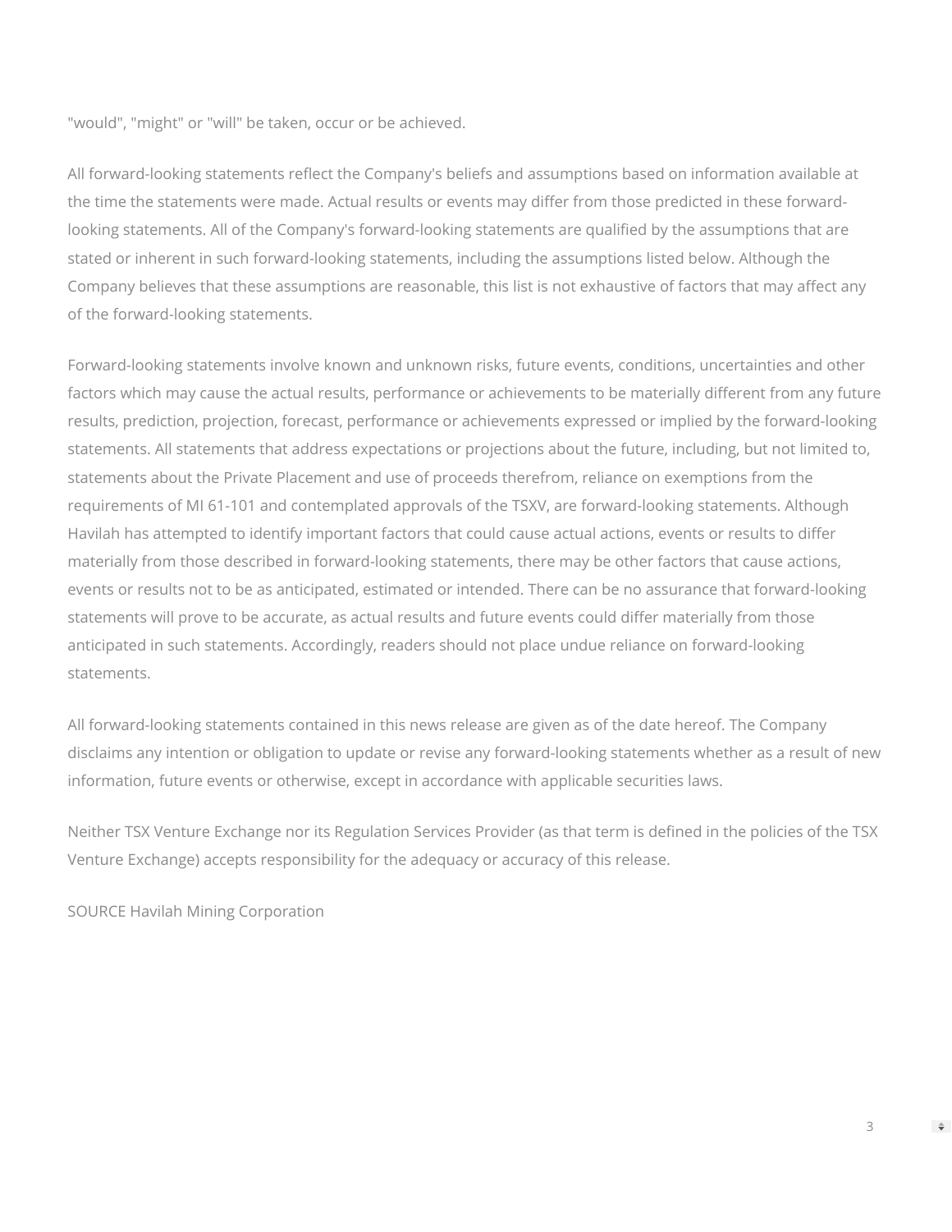"would", "might" or "will" be taken, occur or be achieved.

All forward-looking statements reflect the Company's beliefs and assumptions based on information available at the time the statements were made. Actual results or events may differ from those predicted in these forward-looking statements. All of the Company's forward-looking statements are qualified by the assumptions that are stated or inherent in such forward-looking statements, including the assumptions listed below. Although the Company believes that these assumptions are reasonable, this list is not exhaustive of factors that may affect any of the forward-looking statements.

Forward-looking statements involve known and unknown risks, future events, conditions, uncertainties and other factors which may cause the actual results, performance or achievements to be materially different from any future results, prediction, projection, forecast, performance or achievements expressed or implied by the forward-looking statements. All statements that address expectations or projections about the future, including, but not limited to, statements about the Private Placement and use of proceeds therefrom, reliance on exemptions from the requirements of MI 61-101 and contemplated approvals of the TSXV, are forward-looking statements. Although Havilah has attempted to identify important factors that could cause actual actions, events or results to differ materially from those described in forward-looking statements, there may be other factors that cause actions, events or results not to be as anticipated, estimated or intended. There can be no assurance that forward-looking statements will prove to be accurate, as actual results and future events could differ materially from those anticipated in such statements. Accordingly, readers should not place undue reliance on forward-looking statements.

All forward-looking statements contained in this news release are given as of the date hereof. The Company disclaims any intention or obligation to update or revise any forward-looking statements whether as a result of new information, future events or otherwise, except in accordance with applicable securities laws.

Neither TSX Venture Exchange nor its Regulation Services Provider (as that term is defined in the policies of the TSX Venture Exchange) accepts responsibility for the adequacy or accuracy of this release.

SOURCE Havilah Mining Corporation